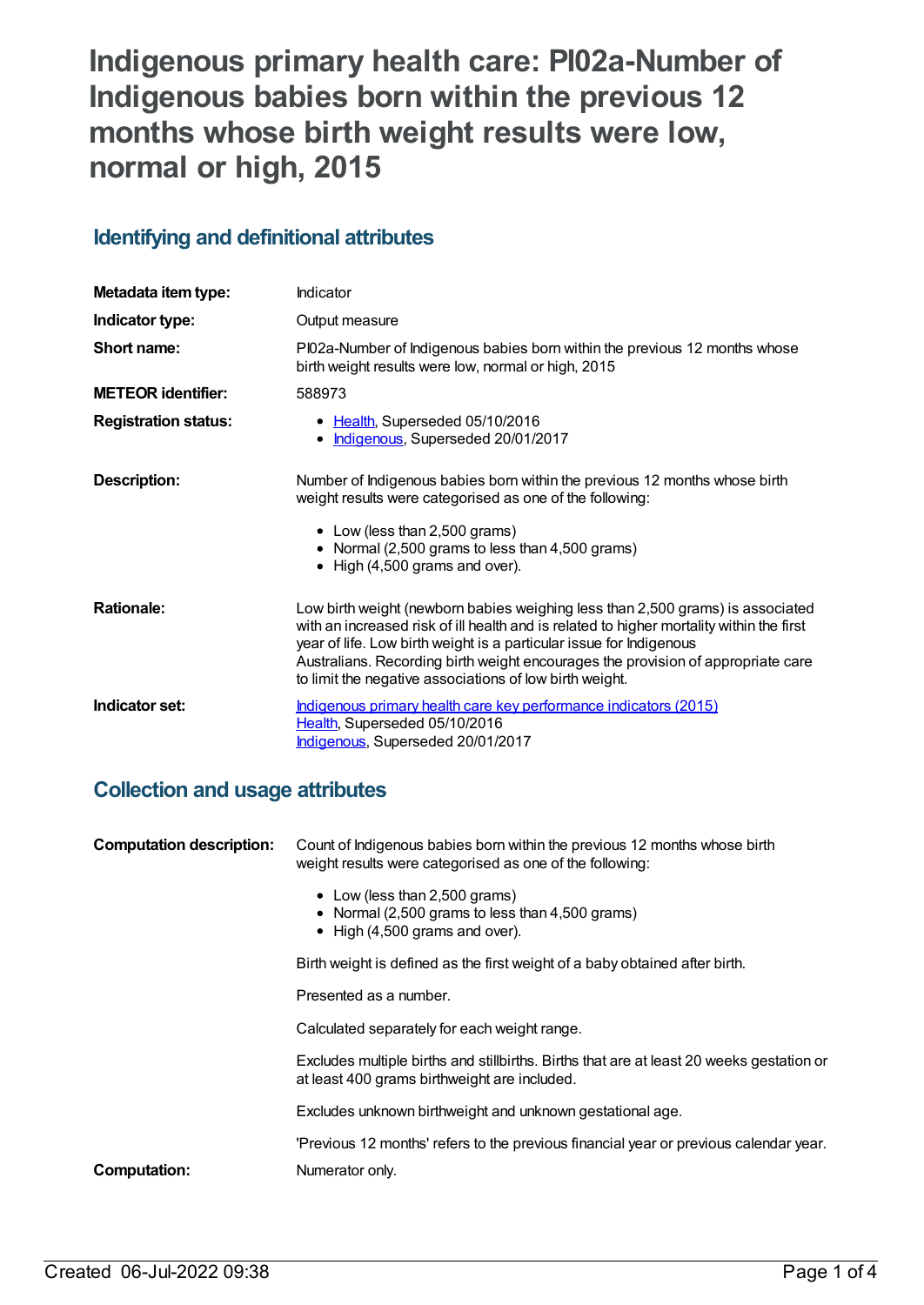# Indigenous primary health care: PI02a-Number of Indigenous babies born within the previous 12 months whose birth weight results were low, normal or high, 2015

## Identifying and definitional attributes

| | |
|---|---|
| **Metadata item type:** | Indicator |
| **Indicator type:** | Output measure |
| **Short name:** | PI02a-Number of Indigenous babies born within the previous 12 months whose birth weight results were low, normal or high, 2015 |
| **METEOR identifier:** | 588973 |
| **Registration status:** | • Health, Superseded 05/10/2016<br>• Indigenous, Superseded 20/01/2017 |
| **Description:** | Number of Indigenous babies born within the previous 12 months whose birth weight results were categorised as one of the following:<br>• Low (less than 2,500 grams)<br>• Normal (2,500 grams to less than 4,500 grams)<br>• High (4,500 grams and over). |
| **Rationale:** | Low birth weight (newborn babies weighing less than 2,500 grams) is associated with an increased risk of ill health and is related to higher mortality within the first year of life. Low birth weight is a particular issue for Indigenous Australians. Recording birth weight encourages the provision of appropriate care to limit the negative associations of low birth weight. |
| **Indicator set:** | Indigenous primary health care key performance indicators (2015)<br>Health, Superseded 05/10/2016<br>Indigenous, Superseded 20/01/2017 |

## Collection and usage attributes

| | |
|---|---|
| **Computation description:** | Count of Indigenous babies born within the previous 12 months whose birth weight results were categorised as one of the following:<br>• Low (less than 2,500 grams)<br>• Normal (2,500 grams to less than 4,500 grams)<br>• High (4,500 grams and over).<br><br>Birth weight is defined as the first weight of a baby obtained after birth.<br><br>Presented as a number.<br><br>Calculated separately for each weight range.<br><br>Excludes multiple births and stillbirths. Births that are at least 20 weeks gestation or at least 400 grams birthweight are included.<br><br>Excludes unknown birthweight and unknown gestational age.<br><br>'Previous 12 months' refers to the previous financial year or previous calendar year. |
| **Computation:** | Numerator only. |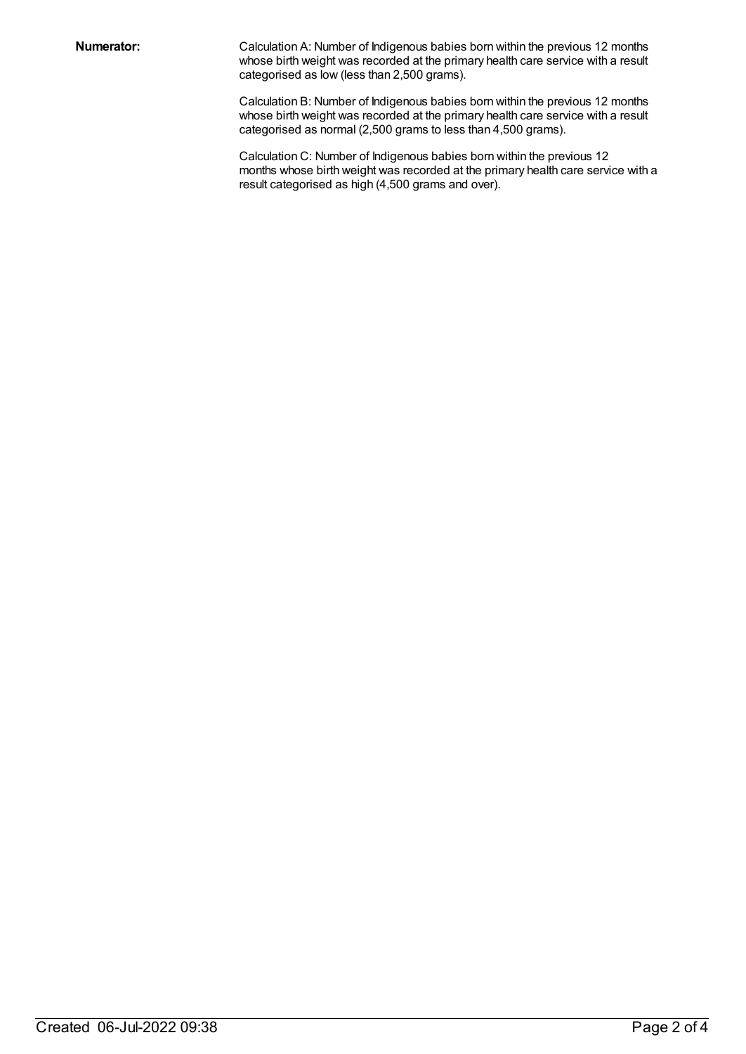**Numerator:** Calculation A: Number of Indigenous babies born within the previous 12 months whose birth weight was recorded at the primary health care service with a result categorised as low (less than 2,500 grams).

Calculation B: Number of Indigenous babies born within the previous 12 months whose birth weight was recorded at the primary health care service with a result categorised as normal (2,500 grams to less than 4,500 grams).

Calculation C: Number of Indigenous babies born within the previous 12 months whose birth weight was recorded at the primary health care service with a result categorised as high (4,500 grams and over).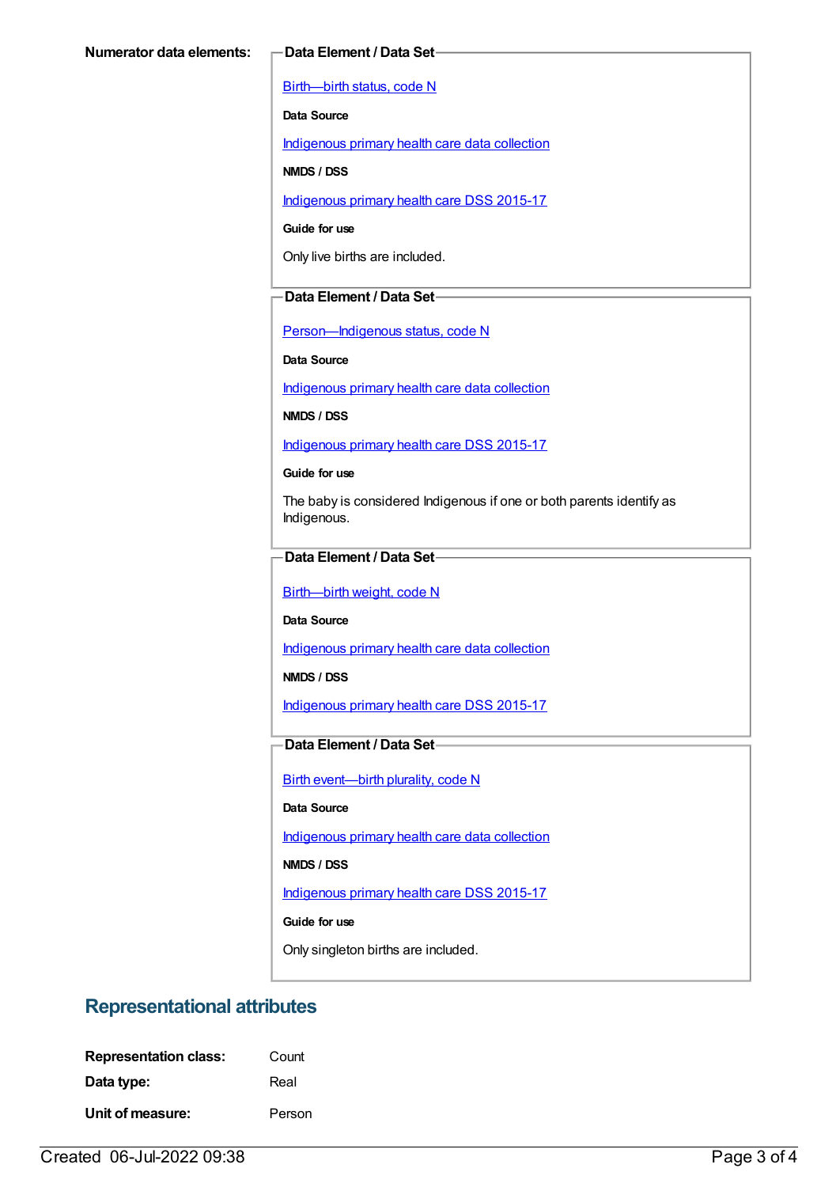**Numerator data elements:**

**Data Element / Data Set**

Birth—birth status, code N

**Data Source**

Indigenous primary health care data collection

**NMDS / DSS**

Indigenous primary health care DSS 2015-17

**Guide for use**

Only live births are included.

**Data Element / Data Set**

Person—Indigenous status, code N

**Data Source**

Indigenous primary health care data collection

**NMDS / DSS**

Indigenous primary health care DSS 2015-17

**Guide for use**

The baby is considered Indigenous if one or both parents identify as Indigenous.

**Data Element / Data Set**

Birth—birth weight, code N

**Data Source**

Indigenous primary health care data collection

**NMDS / DSS**

Indigenous primary health care DSS 2015-17

**Data Element / Data Set**

Birth event—birth plurality, code N

**Data Source**

Indigenous primary health care data collection

**NMDS / DSS**

Indigenous primary health care DSS 2015-17

**Guide for use**

Only singleton births are included.

## Representational attributes

**Representation class:** Count

**Data type:** Real

**Unit of measure:** Person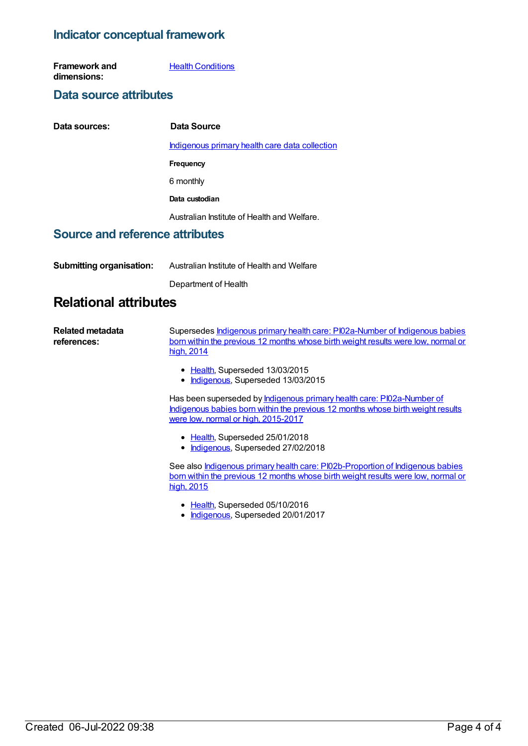## Indicator conceptual framework

**Framework and dimensions:** Health Conditions

## Data source attributes

**Data sources:**

**Data Source**

Indigenous primary health care data collection

**Frequency**

6 monthly

**Data custodian**

Australian Institute of Health and Welfare.

## Source and reference attributes

**Submitting organisation:** Australian Institute of Health and Welfare

Department of Health

# Relational attributes

**Related metadata references:**

Supersedes Indigenous primary health care: PI02a-Number of Indigenous babies born within the previous 12 months whose birth weight results were low, normal or high, 2014

- Health, Superseded 13/03/2015
- Indigenous, Superseded 13/03/2015

Has been superseded by Indigenous primary health care: PI02a-Number of Indigenous babies born within the previous 12 months whose birth weight results were low, normal or high, 2015-2017

- Health, Superseded 25/01/2018
- Indigenous, Superseded 27/02/2018

See also Indigenous primary health care: PI02b-Proportion of Indigenous babies born within the previous 12 months whose birth weight results were low, normal or high, 2015

- Health, Superseded 05/10/2016
- Indigenous, Superseded 20/01/2017